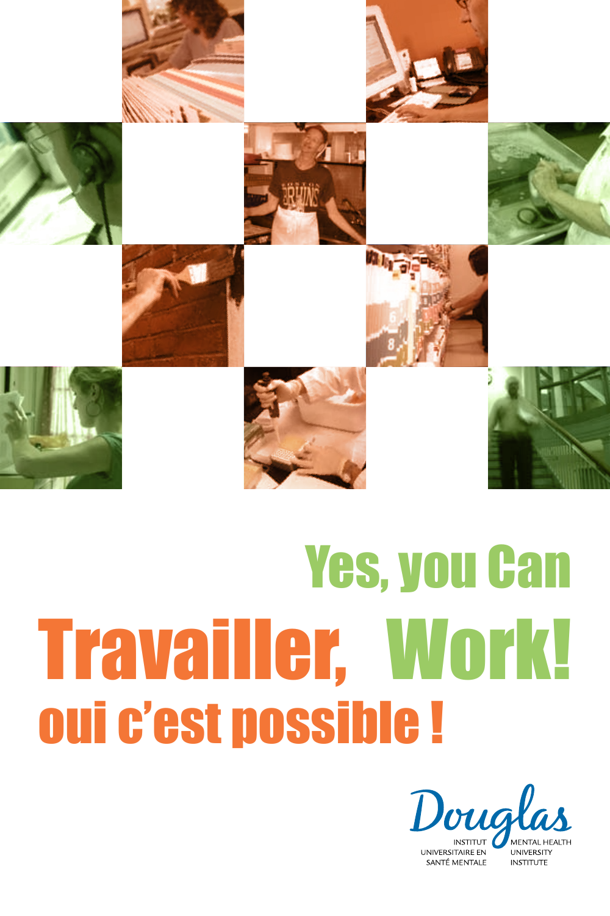# Yes, you Can Work!

# Travailler, oui c'est possible !

Douglas

INSTITUT UNIVERSITAIRE EN SANTÉ MENTALE

MENTAL HEALTH UNIVERSITY INSTITUTE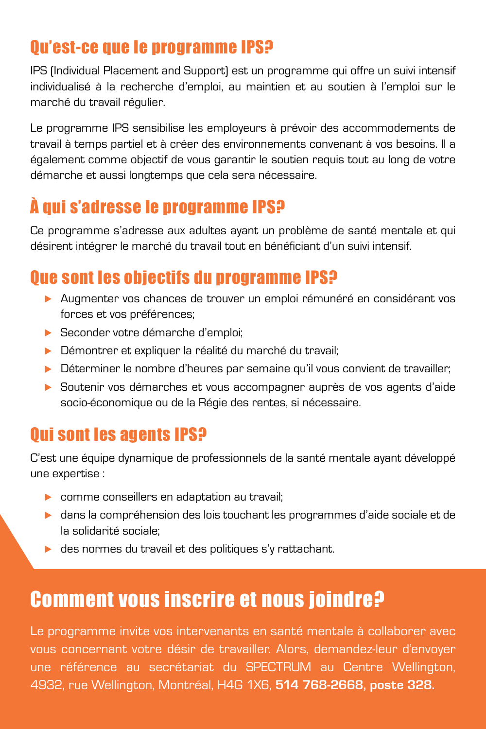## Qu'est-ce que le programme IPS?

IPS (Individual Placement and Support) est un programme qui offre un suivi intensif individualisé à la recherche d'emploi, au maintien et au soutien à l'emploi sur le marché du travail régulier.

Le programme IPS sensibilise les employeurs à prévoir des accommodements de travail à temps partiel et à créer des environnements convenant à vos besoins. Il a également comme objectif de vous garantir le soutien requis tout au long de votre démarche et aussi longtemps que cela sera nécessaire.

## À qui s'adresse le programme IPS?

Ce programme s'adresse aux adultes ayant un problème de santé mentale et qui désirent intégrer le marché du travail tout en bénéficiant d'un suivi intensif.

## Que sont les objectifs du programme IPS?

- Augmenter vos chances de trouver un emploi rémunéré en considérant vos forces et vos préférences;
- Seconder votre démarche d'emploi;
- Démontrer et expliquer la réalité du marché du travail;
- Déterminer le nombre d'heures par semaine qu'il vous convient de travailler;
- Soutenir vos démarches et vous accompagner auprès de vos agents d'aide socio-économique ou de la Régie des rentes, si nécessaire.

## Qui sont les agents IPS?

C'est une équipe dynamique de professionnels de la santé mentale ayant développé une expertise :

- comme conseillers en adaptation au travail;
- dans la compréhension des lois touchant les programmes d'aide sociale et de la solidarité sociale;
- des normes du travail et des politiques s'y rattachant.

## Comment vous inscrire et nous joindre?

Le programme invite vos intervenants en santé mentale à collaborer avec vous concernant votre désir de travailler. Alors, demandez-leur d'envoyer une référence au secrétariat du SPECTRUM au Centre Wellington, 4932, rue Wellington, Montréal, H4G 1X6, **514 768-2668, poste 328.**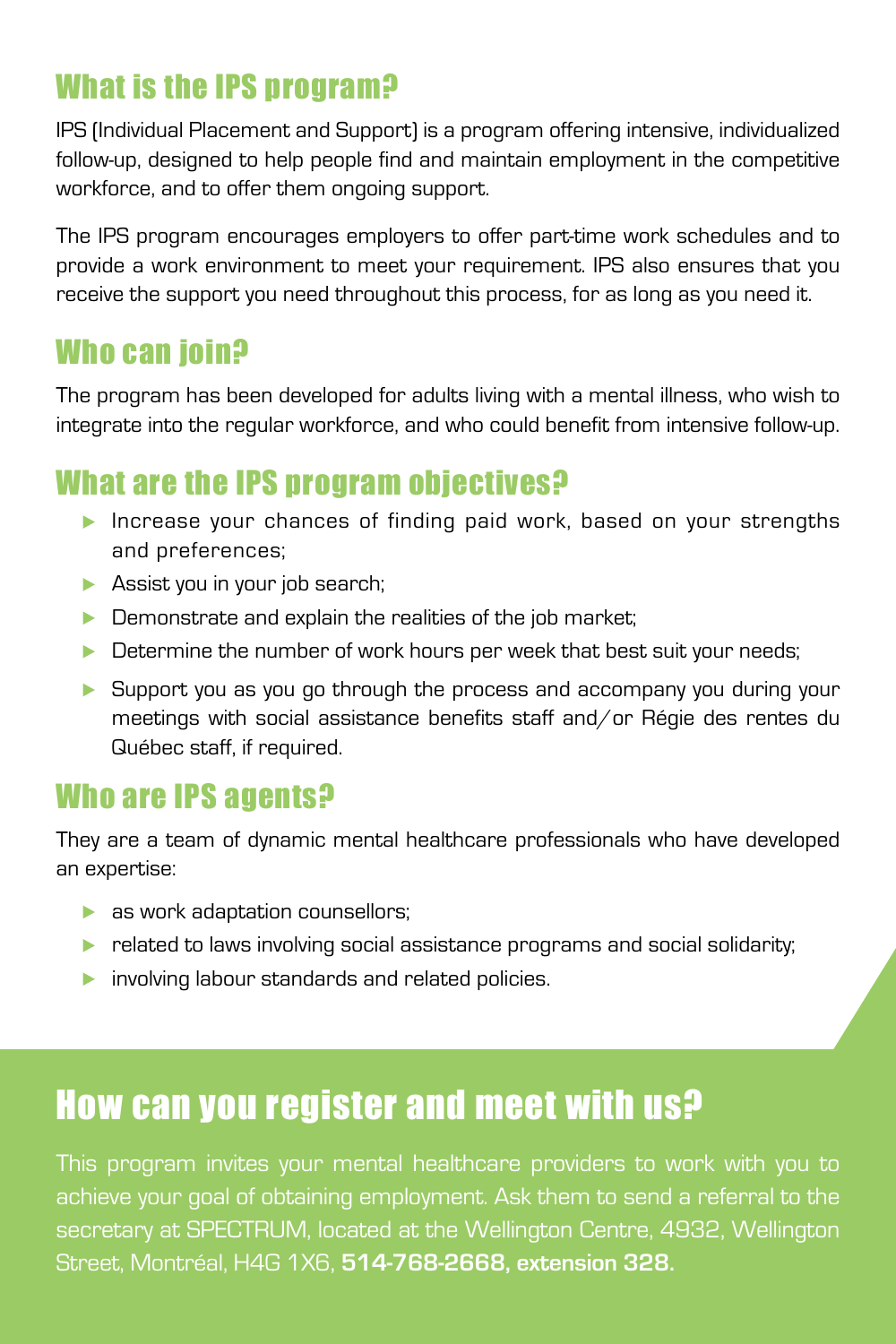## What is the IPS program?

IPS (Individual Placement and Support) is a program offering intensive, individualized follow-up, designed to help people find and maintain employment in the competitive workforce, and to offer them ongoing support.

The IPS program encourages employers to offer part-time work schedules and to provide a work environment to meet your requirement. IPS also ensures that you receive the support you need throughout this process, for as long as you need it.

## Who can join?

The program has been developed for adults living with a mental illness, who wish to integrate into the regular workforce, and who could benefit from intensive follow-up.

## What are the IPS program objectives?

- Increase your chances of finding paid work, based on your strengths and preferences;
- Assist you in your job search;
- Demonstrate and explain the realities of the job market;
- Determine the number of work hours per week that best suit your needs;
- Support you as you go through the process and accompany you during your meetings with social assistance benefits staff and/or Régie des rentes du Québec staff, if required.

## Who are IPS agents?

They are a team of dynamic mental healthcare professionals who have developed an expertise:

- as work adaptation counsellors;
- related to laws involving social assistance programs and social solidarity;
- involving labour standards and related policies.

# How can you register and meet with us?

This program invites your mental healthcare providers to work with you to achieve your goal of obtaining employment. Ask them to send a referral to the secretary at SPECTRUM, located at the Wellington Centre, 4932, Wellington Street, Montréal, H4G 1X6, **514-768-2668, extension 328.**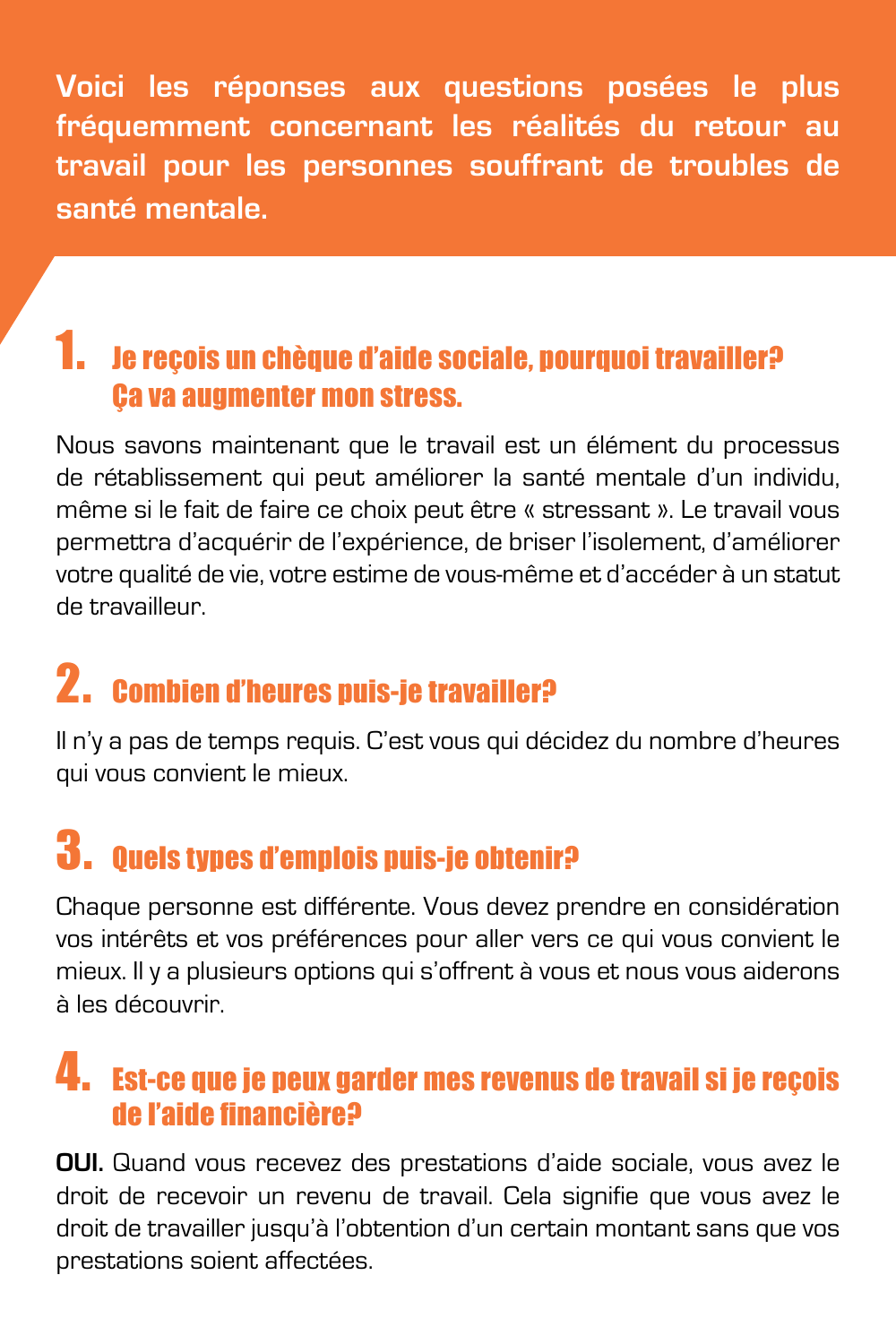**Voici les réponses aux questions posées le plus fréquemment concernant les réalités du retour au travail pour les personnes souffrant de troubles de santé mentale.**

## 1. Je reçois un chèque d'aide sociale, pourquoi travailler? Ça va augmenter mon stress.

Nous savons maintenant que le travail est un élément du processus de rétablissement qui peut améliorer la santé mentale d'un individu, même si le fait de faire ce choix peut être « stressant ». Le travail vous permettra d'acquérir de l'expérience, de briser l'isolement, d'améliorer votre qualité de vie, votre estime de vous-même et d'accéder à un statut de travailleur.

## 2. Combien d'heures puis-je travailler?

Il n'y a pas de temps requis. C'est vous qui décidez du nombre d'heures qui vous convient le mieux.

## 3. Quels types d'emplois puis-je obtenir?

Chaque personne est différente. Vous devez prendre en considération vos intérêts et vos préférences pour aller vers ce qui vous convient le mieux. Il y a plusieurs options qui s'offrent à vous et nous vous aiderons à les découvrir.

## 4. Est-ce que je peux garder mes revenus de travail si je reçois de l'aide financière?

**OUI.** Quand vous recevez des prestations d'aide sociale, vous avez le droit de recevoir un revenu de travail. Cela signifie que vous avez le droit de travailler jusqu'à l'obtention d'un certain montant sans que vos prestations soient affectées.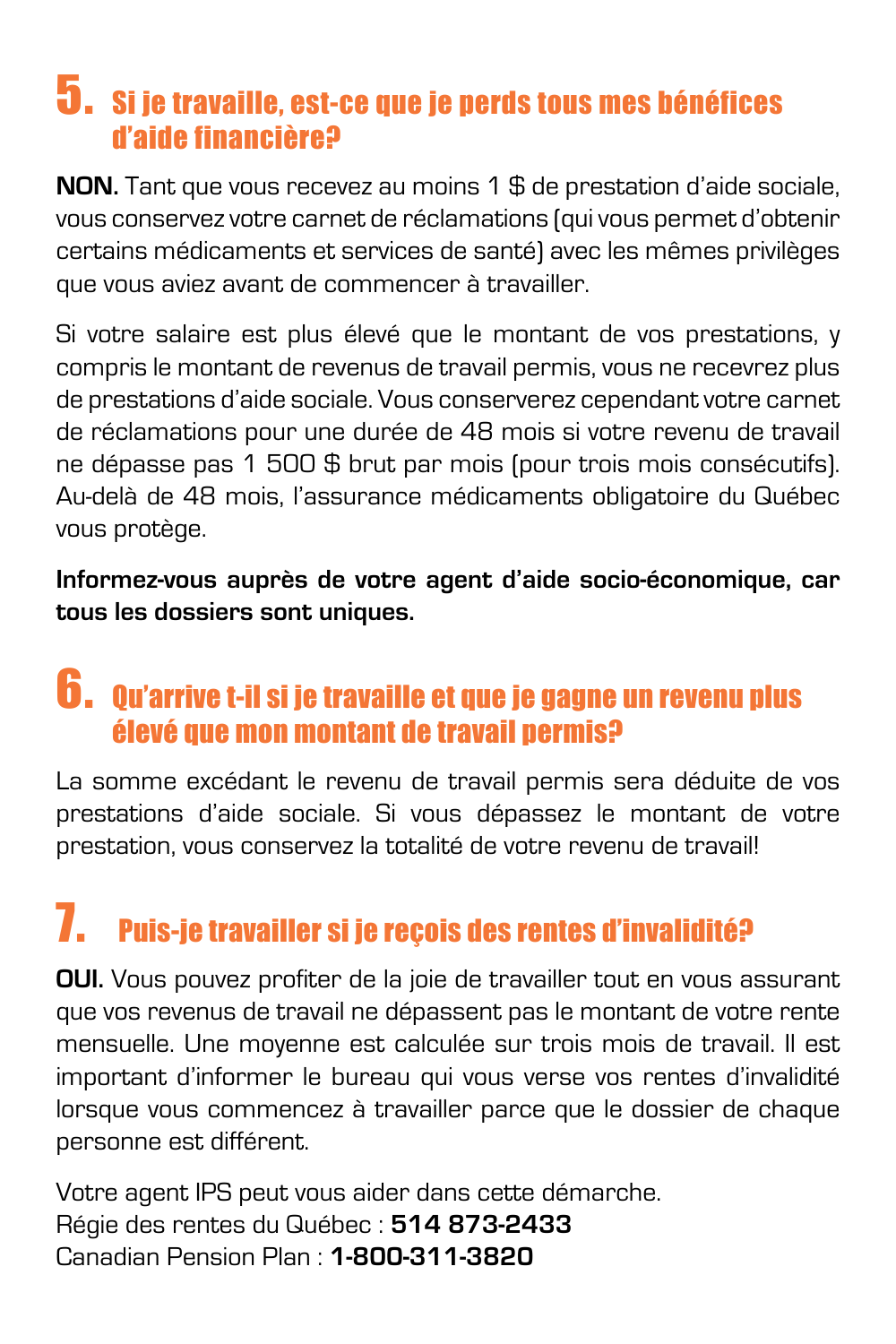## 5. Si je travaille, est-ce que je perds tous mes bénéfices d'aide financière?

**NON.** Tant que vous recevez au moins 1 $ de prestation d'aide sociale, vous conservez votre carnet de réclamations (qui vous permet d'obtenir certains médicaments et services de santé) avec les mêmes privilèges que vous aviez avant de commencer à travailler.

Si votre salaire est plus élevé que le montant de vos prestations, y compris le montant de revenus de travail permis, vous ne recevrez plus de prestations d'aide sociale. Vous conserverez cependant votre carnet de réclamations pour une durée de 48 mois si votre revenu de travail ne dépasse pas 1 500 $ brut par mois (pour trois mois consécutifs). Au-delà de 48 mois, l'assurance médicaments obligatoire du Québec vous protège.

**Informez-vous auprès de votre agent d'aide socio-économique, car tous les dossiers sont uniques.**

## 6. Qu'arrive t-il si je travaille et que je gagne un revenu plus élevé que mon montant de travail permis?

La somme excédant le revenu de travail permis sera déduite de vos prestations d'aide sociale. Si vous dépassez le montant de votre prestation, vous conservez la totalité de votre revenu de travail!

## 7. Puis-je travailler si je reçois des rentes d'invalidité?

**OUI.** Vous pouvez profiter de la joie de travailler tout en vous assurant que vos revenus de travail ne dépassent pas le montant de votre rente mensuelle. Une moyenne est calculée sur trois mois de travail. Il est important d'informer le bureau qui vous verse vos rentes d'invalidité lorsque vous commencez à travailler parce que le dossier de chaque personne est différent.

Votre agent IPS peut vous aider dans cette démarche.
Régie des rentes du Québec : **514 873-2433**
Canadian Pension Plan : **1-800-311-3820**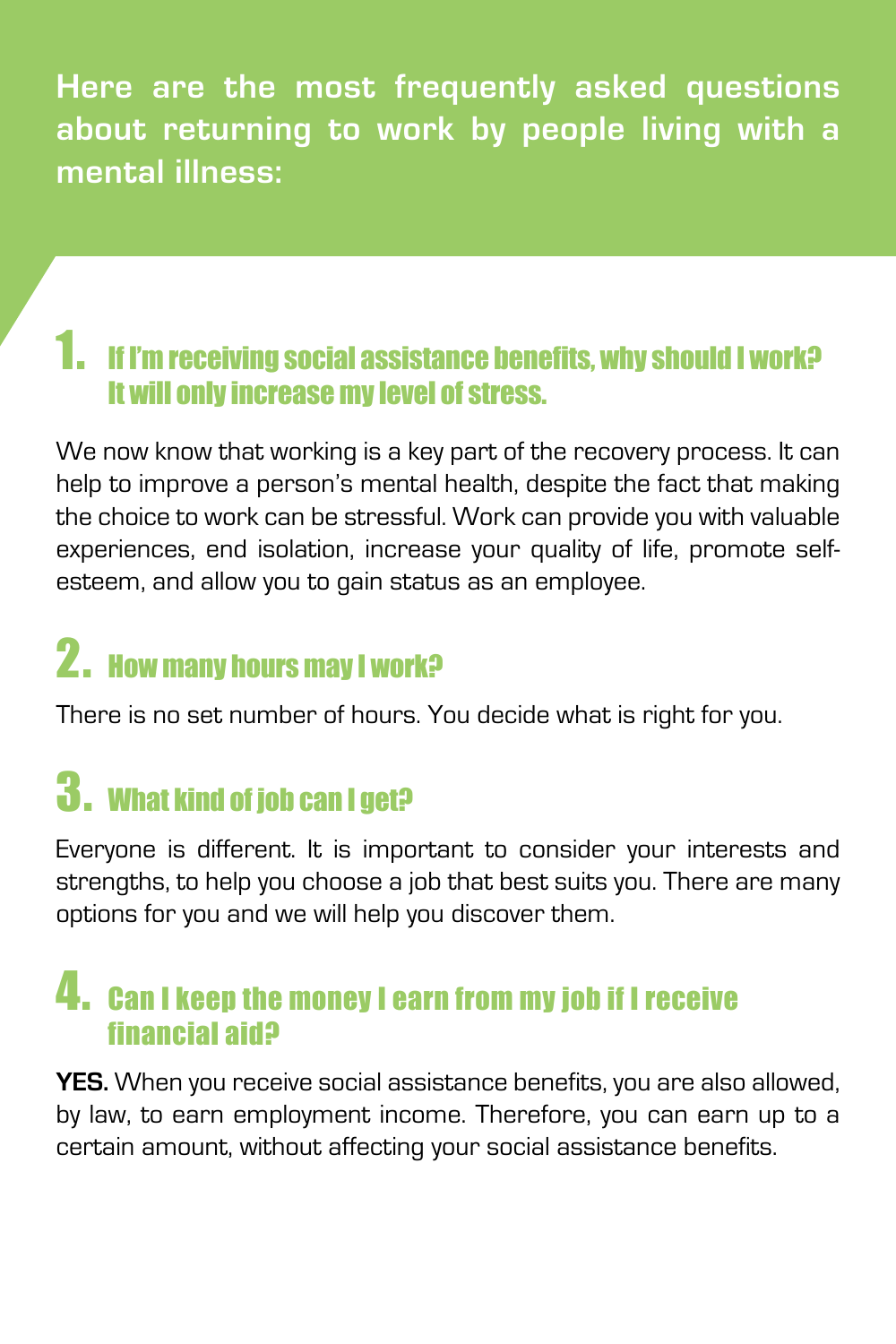**Here are the most frequently asked questions about returning to work by people living with a mental illness:**

## 1. If I'm receiving social assistance benefits, why should I work? It will only increase my level of stress.

We now know that working is a key part of the recovery process. It can help to improve a person's mental health, despite the fact that making the choice to work can be stressful. Work can provide you with valuable experiences, end isolation, increase your quality of life, promote self-esteem, and allow you to gain status as an employee.

## 2. How many hours may I work?

There is no set number of hours. You decide what is right for you.

## 3. What kind of job can I get?

Everyone is different. It is important to consider your interests and strengths, to help you choose a job that best suits you. There are many options for you and we will help you discover them.

## 4. Can I keep the money I earn from my job if I receive financial aid?

**YES.** When you receive social assistance benefits, you are also allowed, by law, to earn employment income. Therefore, you can earn up to a certain amount, without affecting your social assistance benefits.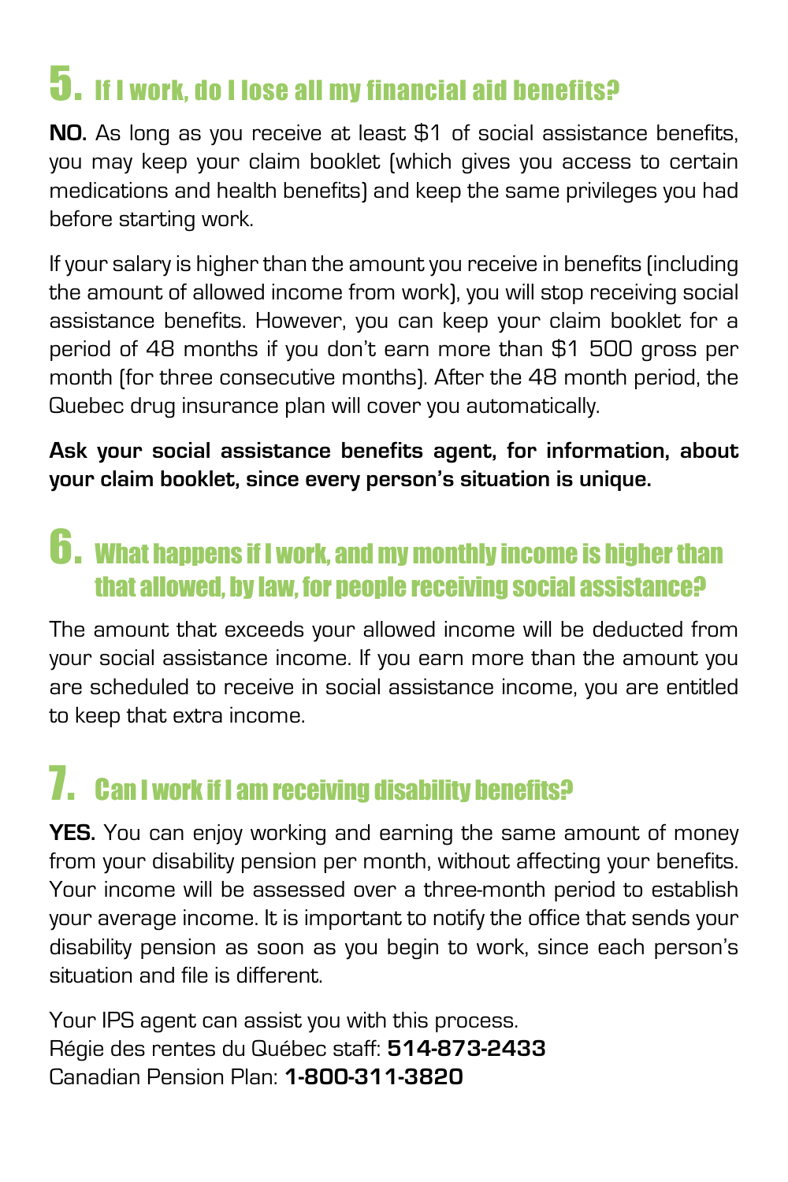## 5. If I work, do I lose all my financial aid benefits?

**NO.** As long as you receive at least $1 of social assistance benefits, you may keep your claim booklet (which gives you access to certain medications and health benefits) and keep the same privileges you had before starting work.

If your salary is higher than the amount you receive in benefits (including the amount of allowed income from work), you will stop receiving social assistance benefits. However, you can keep your claim booklet for a period of 48 months if you don't earn more than $1 500 gross per month (for three consecutive months). After the 48 month period, the Quebec drug insurance plan will cover you automatically.

**Ask your social assistance benefits agent, for information, about your claim booklet, since every person's situation is unique.**

## 6. What happens if I work, and my monthly income is higher than that allowed, by law, for people receiving social assistance?

The amount that exceeds your allowed income will be deducted from your social assistance income. If you earn more than the amount you are scheduled to receive in social assistance income, you are entitled to keep that extra income.

## 7. Can I work if I am receiving disability benefits?

**YES.** You can enjoy working and earning the same amount of money from your disability pension per month, without affecting your benefits. Your income will be assessed over a three-month period to establish your average income. It is important to notify the office that sends your disability pension as soon as you begin to work, since each person's situation and file is different.

Your IPS agent can assist you with this process.
Régie des rentes du Québec staff: **514-873-2433**
Canadian Pension Plan: **1-800-311-3820**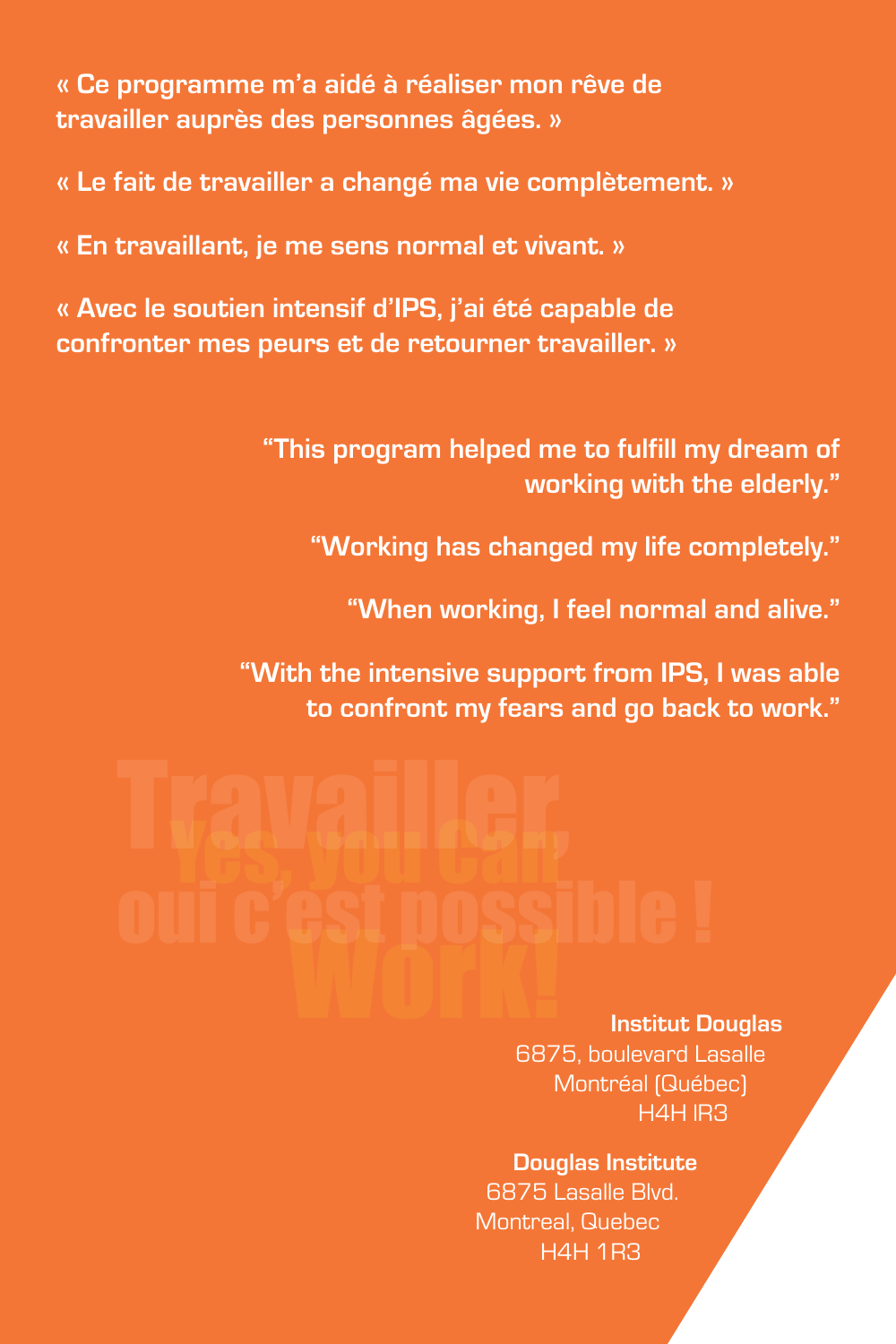**« Ce programme m'a aidé à réaliser mon rêve de travailler auprès des personnes âgées. »**

**« Le fait de travailler a changé ma vie complètement. »**

**« En travaillant, je me sens normal et vivant. »**

**« Avec le soutien intensif d'IPS, j'ai été capable de confronter mes peurs et de retourner travailler. »**

**"This program helped me to fulfill my dream of working with the elderly."**

**"Working has changed my life completely."**

**"When working, I feel normal and alive."**

**"With the intensive support from IPS, I was able to confront my fears and go back to work."**

Travailler, oui c'est possible !

Yes, you Can Work!

**Institut Douglas**
6875, boulevard Lasalle
Montréal (Québec)
H4H IR3

**Douglas Institute**
6875 Lasalle Blvd.
Montreal, Quebec
H4H 1R3